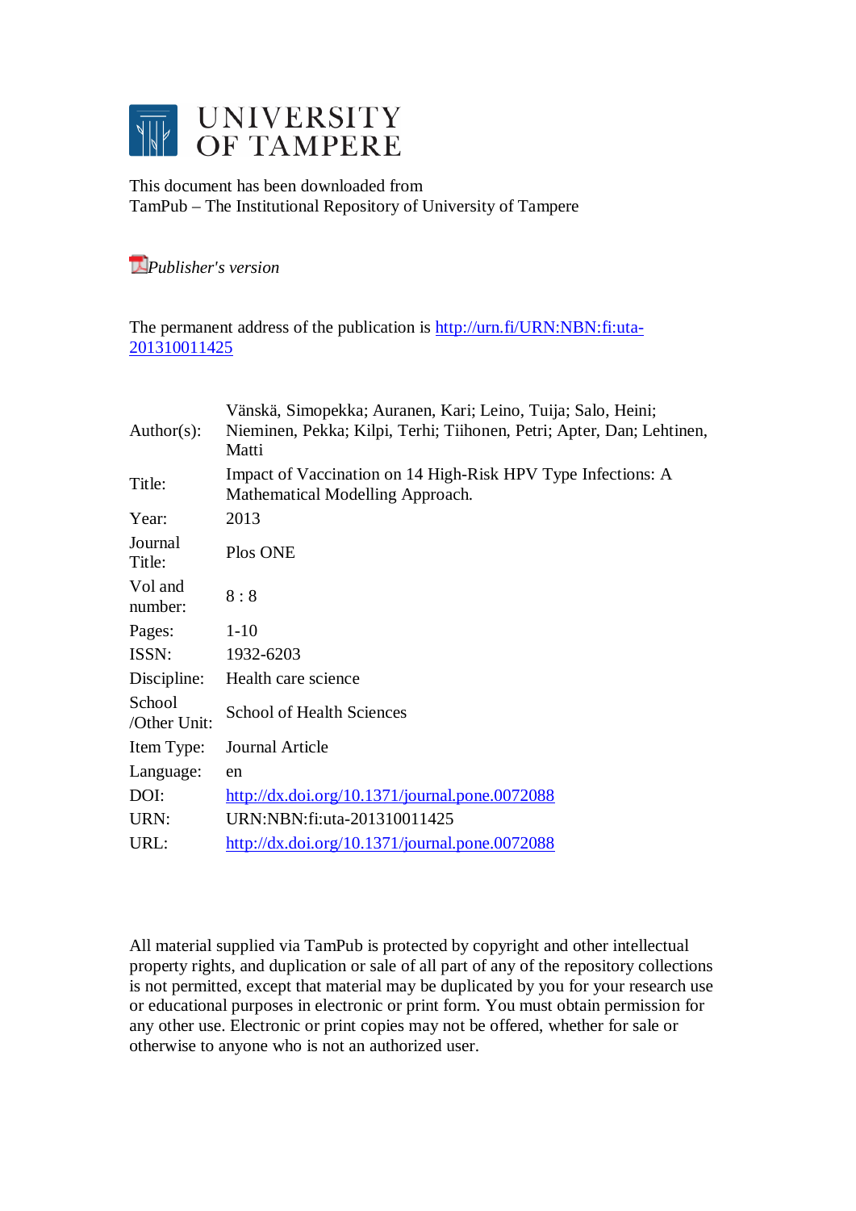# UNIVERSITY OF TAMPERE

This document has been downloaded from
TamPub – The Institutional Repository of University of Tampere

*Publisher's version*

The permanent address of the publication is http://urn.fi/URN:NBN:fi:uta-201310011425

| | |
|---|---|
| Author(s): | Vänskä, Simopekka; Auranen, Kari; Leino, Tuija; Salo, Heini; Nieminen, Pekka; Kilpi, Terhi; Tiihonen, Petri; Apter, Dan; Lehtinen, Matti |
| Title: | Impact of Vaccination on 14 High-Risk HPV Type Infections: A Mathematical Modelling Approach. |
| Year: | 2013 |
| Journal Title: | Plos ONE |
| Vol and number: | 8 : 8 |
| Pages: | 1-10 |
| ISSN: | 1932-6203 |
| Discipline: | Health care science |
| School /Other Unit: | School of Health Sciences |
| Item Type: | Journal Article |
| Language: | en |
| DOI: | http://dx.doi.org/10.1371/journal.pone.0072088 |
| URN: | URN:NBN:fi:uta-201310011425 |
| URL: | http://dx.doi.org/10.1371/journal.pone.0072088 |

All material supplied via TamPub is protected by copyright and other intellectual property rights, and duplication or sale of all part of any of the repository collections is not permitted, except that material may be duplicated by you for your research use or educational purposes in electronic or print form. You must obtain permission for any other use. Electronic or print copies may not be offered, whether for sale or otherwise to anyone who is not an authorized user.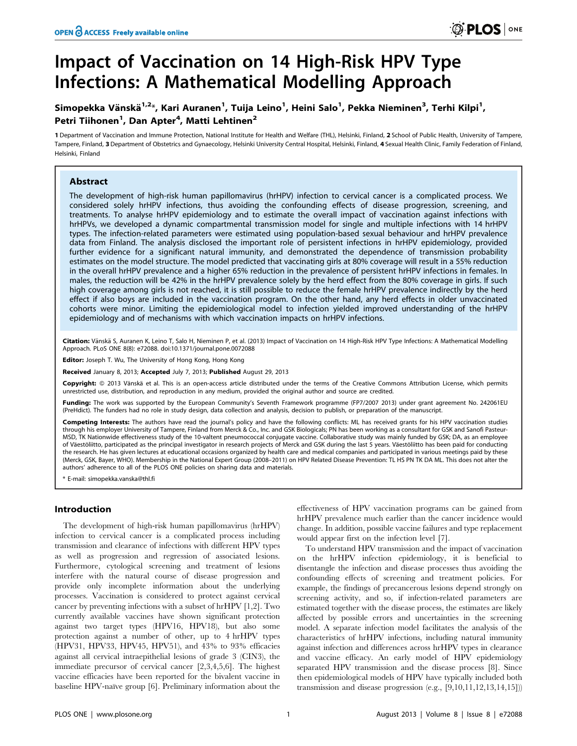# Impact of Vaccination on 14 High-Risk HPV Type Infections: A Mathematical Modelling Approach

Simopekka Vänskä[1,2]*, Kari Auranen[1], Tuija Leino[1], Heini Salo[1], Pekka Nieminen[3], Terhi Kilpi[1], Petri Tiihonen[1], Dan Apter[4], Matti Lehtinen[2]

1 Department of Vaccination and Immune Protection, National Institute for Health and Welfare (THL), Helsinki, Finland, 2 School of Public Health, University of Tampere, Tampere, Finland, 3 Department of Obstetrics and Gynaecology, Helsinki University Central Hospital, Helsinki, Finland, 4 Sexual Health Clinic, Family Federation of Finland, Helsinki, Finland

## Abstract

The development of high-risk human papillomavirus (hrHPV) infection to cervical cancer is a complicated process. We considered solely hrHPV infections, thus avoiding the confounding effects of disease progression, screening, and treatments. To analyse hrHPV epidemiology and to estimate the overall impact of vaccination against infections with hrHPVs, we developed a dynamic compartmental transmission model for single and multiple infections with 14 hrHPV types. The infection-related parameters were estimated using population-based sexual behaviour and hrHPV prevalence data from Finland. The analysis disclosed the important role of persistent infections in hrHPV epidemiology, provided further evidence for a significant natural immunity, and demonstrated the dependence of transmission probability estimates on the model structure. The model predicted that vaccinating girls at 80% coverage will result in a 55% reduction in the overall hrHPV prevalence and a higher 65% reduction in the prevalence of persistent hrHPV infections in females. In males, the reduction will be 42% in the hrHPV prevalence solely by the herd effect from the 80% coverage in girls. If such high coverage among girls is not reached, it is still possible to reduce the female hrHPV prevalence indirectly by the herd effect if also boys are included in the vaccination program. On the other hand, any herd effects in older unvaccinated cohorts were minor. Limiting the epidemiological model to infection yielded improved understanding of the hrHPV epidemiology and of mechanisms with which vaccination impacts on hrHPV infections.

**Citation:** Vänskä S, Auranen K, Leino T, Salo H, Nieminen P, et al. (2013) Impact of Vaccination on 14 High-Risk HPV Type Infections: A Mathematical Modelling Approach. PLoS ONE 8(8): e72088. doi:10.1371/journal.pone.0072088

**Editor:** Joseph T. Wu, The University of Hong Kong, Hong Kong

**Received** January 8, 2013; **Accepted** July 7, 2013; **Published** August 29, 2013

**Copyright:** © 2013 Vänskä et al. This is an open-access article distributed under the terms of the Creative Commons Attribution License, which permits unrestricted use, distribution, and reproduction in any medium, provided the original author and source are credited.

**Funding:** The work was supported by the European Community's Seventh Framework programme (FP7/2007 2013) under grant agreement No. 242061EU (PreHdict). The funders had no role in study design, data collection and analysis, decision to publish, or preparation of the manuscript.

**Competing Interests:** The authors have read the journal's policy and have the following conflicts: ML has received grants for his HPV vaccination studies through his employer University of Tampere, Finland from Merck & Co., Inc. and GSK Biologicals; PN has been working as a consultant for GSK and Sanofi Pasteur-MSD, TK Nationwide effectiveness study of the 10-valent pneumococcal conjugate vaccine. Collaborative study was mainly funded by GSK; DA, as an employee of Väestöliitto, participated as the principal investigator in research projects of Merck and GSK during the last 5 years. Väestöliitto has been paid for conducting the research. He has given lectures at educational occasions organized by health care and medical companies and participated in various meetings paid by these (Merck, GSK, Bayer, WHO). Membership in the National Expert Group (2008–2011) on HPV Related Disease Prevention: TL HS PN TK DA ML. This does not alter the authors' adherence to all of the PLOS ONE policies on sharing data and materials.

* E-mail: simopekka.vanska@thl.fi

## Introduction

The development of high-risk human papillomavirus (hrHPV) infection to cervical cancer is a complicated process including transmission and clearance of infections with different HPV types as well as progression and regression of associated lesions. Furthermore, cytological screening and treatment of lesions interfere with the natural course of disease progression and provide only incomplete information about the underlying processes. Vaccination is considered to protect against cervical cancer by preventing infections with a subset of hrHPV [1,2]. Two currently available vaccines have shown significant protection against two target types (HPV16, HPV18), but also some protection against a number of other, up to 4 hrHPV types (HPV31, HPV33, HPV45, HPV51), and 43% to 93% efficacies against all cervical intraepithelial lesions of grade 3 (CIN3), the immediate precursor of cervical cancer [2,3,4,5,6]. The highest vaccine efficacies have been reported for the bivalent vaccine in baseline HPV-naïve group [6]. Preliminary information about the effectiveness of HPV vaccination programs can be gained from hrHPV prevalence much earlier than the cancer incidence would change. In addition, possible vaccine failures and type replacement would appear first on the infection level [7].

To understand HPV transmission and the impact of vaccination on the hrHPV infection epidemiology, it is beneficial to disentangle the infection and disease processes thus avoiding the confounding effects of screening and treatment policies. For example, the findings of precancerous lesions depend strongly on screening activity, and so, if infection-related parameters are estimated together with the disease process, the estimates are likely affected by possible errors and uncertainties in the screening model. A separate infection model facilitates the analysis of the characteristics of hrHPV infections, including natural immunity against infection and differences across hrHPV types in clearance and vaccine efficacy. An early model of HPV epidemiology separated HPV transmission and the disease process [8]. Since then epidemiological models of HPV have typically included both transmission and disease progression (e.g., [9,10,11,12,13,14,15]))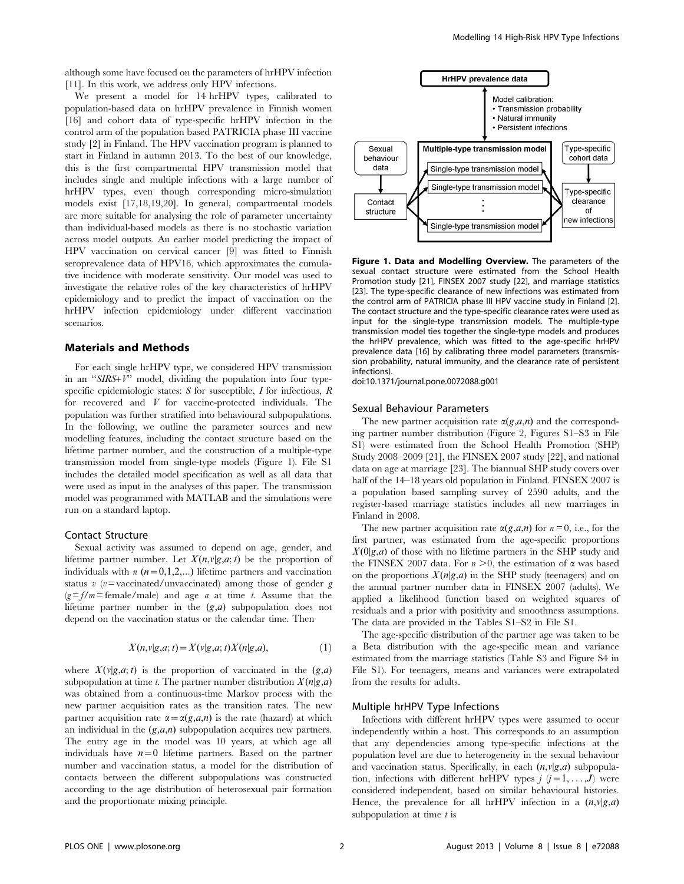although some have focused on the parameters of hrHPV infection [11]. In this work, we address only HPV infections.

We present a model for 14 hrHPV types, calibrated to population-based data on hrHPV prevalence in Finnish women [16] and cohort data of type-specific hrHPV infection in the control arm of the population based PATRICIA phase III vaccine study [2] in Finland. The HPV vaccination program is planned to start in Finland in autumn 2013. To the best of our knowledge, this is the first compartmental HPV transmission model that includes single and multiple infections with a large number of hrHPV types, even though corresponding micro-simulation models exist [17,18,19,20]. In general, compartmental models are more suitable for analysing the role of parameter uncertainty than individual-based models as there is no stochastic variation across model outputs. An earlier model predicting the impact of HPV vaccination on cervical cancer [9] was fitted to Finnish seroprevalence data of HPV16, which approximates the cumulative incidence with moderate sensitivity. Our model was used to investigate the relative roles of the key characteristics of hrHPV epidemiology and to predict the impact of vaccination on the hrHPV infection epidemiology under different vaccination scenarios.

## Materials and Methods

For each single hrHPV type, we considered HPV transmission in an "*SIRS+V*" model, dividing the population into four type-specific epidemiologic states: *S* for susceptible, *I* for infectious, *R* for recovered and *V* for vaccine-protected individuals. The population was further stratified into behavioural subpopulations. In the following, we outline the parameter sources and new modelling features, including the contact structure based on the lifetime partner number, and the construction of a multiple-type transmission model from single-type models (Figure 1). File S1 includes the detailed model specification as well as all data that were used as input in the analyses of this paper. The transmission model was programmed with MATLAB and the simulations were run on a standard laptop.

### Contact Structure

Sexual activity was assumed to depend on age, gender, and lifetime partner number. Let $X(n,v|g,a;t)$ be the proportion of individuals with $n$ ($n=0,1,2,...$) lifetime partners and vaccination status $v$ ($v$ = vaccinated/unvaccinated) among those of gender $g$ ($g=f/m$ = female/male) and age $a$ at time $t$. Assume that the lifetime partner number in the $(g,a)$ subpopulation does not depend on the vaccination status or the calendar time. Then

$$X(n,v|g,a;t)=X(v|g,a;t)X(n|g,a), \tag{1}$$

where $X(v|g,a;t)$ is the proportion of vaccinated in the $(g,a)$ subpopulation at time $t$. The partner number distribution $X(n|g,a)$ was obtained from a continuous-time Markov process with the new partner acquisition rates as the transition rates. The new partner acquisition rate $\alpha=\alpha(g,a,n)$ is the rate (hazard) at which an individual in the $(g,a,n)$ subpopulation acquires new partners. The entry age in the model was 10 years, at which age all individuals have $n=0$ lifetime partners. Based on the partner number and vaccination status, a model for the distribution of contacts between the different subpopulations was constructed according to the age distribution of heterosexual pair formation and the proportionate mixing principle.

**Figure 1. Data and Modelling Overview.** The parameters of the sexual contact structure were estimated from the School Health Promotion study [21], FINSEX 2007 study [22], and marriage statistics [23]. The type-specific clearance of new infections was estimated from the control arm of PATRICIA phase III HPV vaccine study in Finland [2]. The contact structure and the type-specific clearance rates were used as input for the single-type transmission models. The multiple-type transmission model ties together the single-type models and produces the hrHPV prevalence, which was fitted to the age-specific hrHPV prevalence data [16] by calibrating three model parameters (transmission probability, natural immunity, and the clearance rate of persistent infections).
doi:10.1371/journal.pone.0072088.g001

### Sexual Behaviour Parameters

The new partner acquisition rate $\alpha(g,a,n)$ and the corresponding partner number distribution (Figure 2, Figures S1–S3 in File S1) were estimated from the School Health Promotion (SHP) Study 2008–2009 [21], the FINSEX 2007 study [22], and national data on age at marriage [23]. The biannual SHP study covers over half of the 14–18 years old population in Finland. FINSEX 2007 is a population based sampling survey of 2590 adults, and the register-based marriage statistics includes all new marriages in Finland in 2008.

The new partner acquisition rate $\alpha(g,a,n)$ for $n=0$, i.e., for the first partner, was estimated from the age-specific proportions $X(0|g,a)$ of those with no lifetime partners in the SHP study and the FINSEX 2007 data. For $n>0$, the estimation of $\alpha$ was based on the proportions $X(n|g,a)$ in the SHP study (teenagers) and on the annual partner number data in FINSEX 2007 (adults). We applied a likelihood function based on weighted squares of residuals and a prior with positivity and smoothness assumptions. The data are provided in the Tables S1–S2 in File S1.

The age-specific distribution of the partner age was taken to be a Beta distribution with the age-specific mean and variance estimated from the marriage statistics (Table S3 and Figure S4 in File S1). For teenagers, means and variances were extrapolated from the results for adults.

### Multiple hrHPV Type Infections

Infections with different hrHPV types were assumed to occur independently within a host. This corresponds to an assumption that any dependencies among type-specific infections at the population level are due to heterogeneity in the sexual behaviour and vaccination status. Specifically, in each $(n,v|g,a)$ subpopulation, infections with different hrHPV types $j$ ($j=1,...,J$) were considered independent, based on similar behavioural histories. Hence, the prevalence for all hrHPV infection in a $(n,v|g,a)$ subpopulation at time $t$ is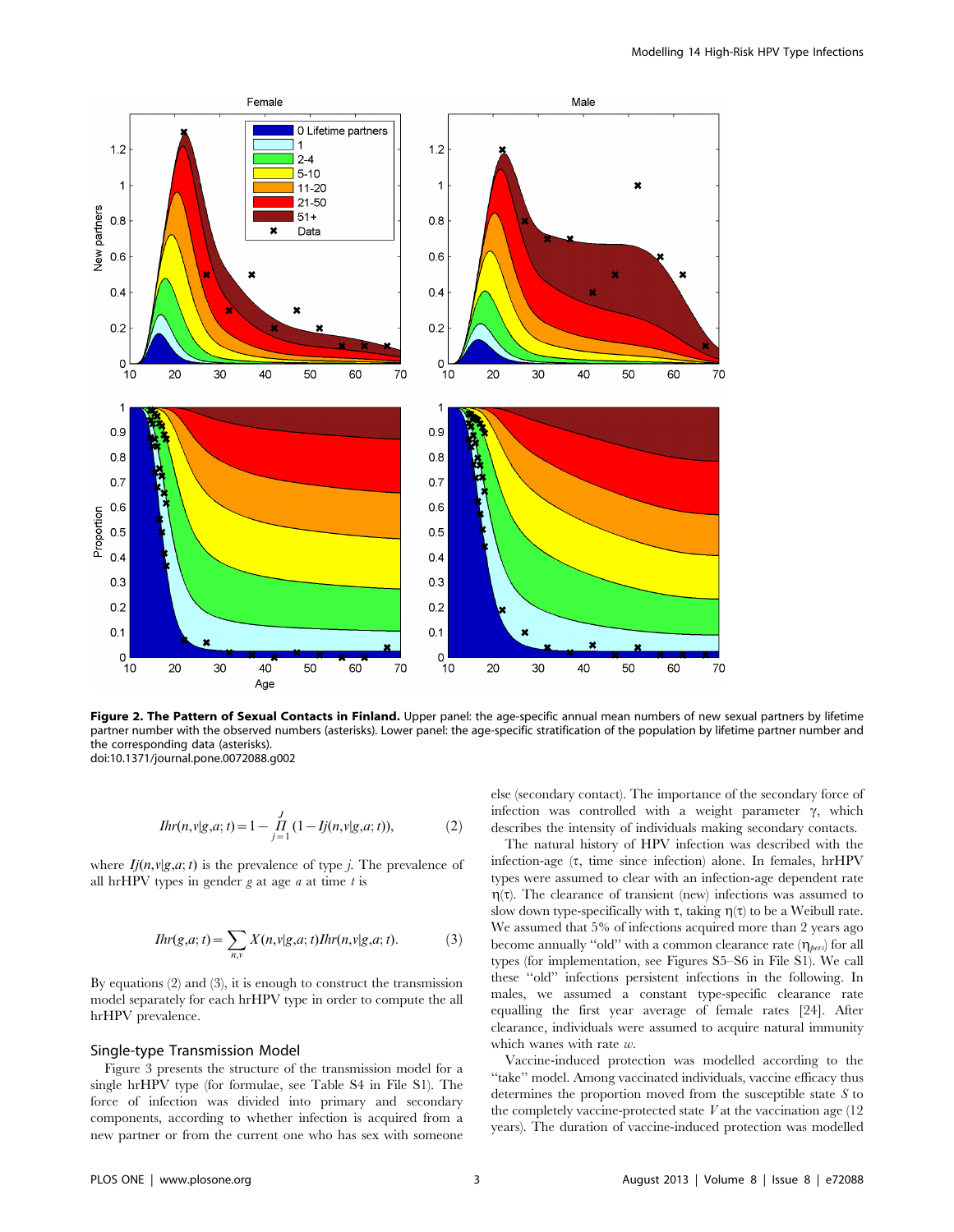**Figure 2. The Pattern of Sexual Contacts in Finland.** Upper panel: the age-specific annual mean numbers of new sexual partners by lifetime partner number with the observed numbers (asterisks). Lower panel: the age-specific stratification of the population by lifetime partner number and the corresponding data (asterisks).
doi:10.1371/journal.pone.0072088.g002

$$Ihr(n,v|g,a;t) = 1 - \prod_{j=1}^{J} (1 - Ij(n,v|g,a;t)), \tag{2}$$

where $Ij(n,v|g,a;t)$ is the prevalence of type $j$. The prevalence of all hrHPV types in gender $g$ at age $a$ at time $t$ is

$$Ihr(g,a;t) = \sum_{n,v} X(n,v|g,a;t) Ihr(n,v|g,a;t). \tag{3}$$

By equations (2) and (3), it is enough to construct the transmission model separately for each hrHPV type in order to compute the all hrHPV prevalence.

## Single-type Transmission Model

Figure 3 presents the structure of the transmission model for a single hrHPV type (for formulae, see Table S4 in File S1). The force of infection was divided into primary and secondary components, according to whether infection is acquired from a new partner or from the current one who has sex with someone else (secondary contact). The importance of the secondary force of infection was controlled with a weight parameter $\gamma$, which describes the intensity of individuals making secondary contacts.

The natural history of HPV infection was described with the infection-age ($\tau$, time since infection) alone. In females, hrHPV types were assumed to clear with an infection-age dependent rate $\eta(\tau)$. The clearance of transient (new) infections was assumed to slow down type-specifically with $\tau$, taking $\eta(\tau)$ to be a Weibull rate. We assumed that 5% of infections acquired more than 2 years ago become annually "old" with a common clearance rate ($\eta_{pers}$) for all types (for implementation, see Figures S5–S6 in File S1). We call these "old" infections persistent infections in the following. In males, we assumed a constant type-specific clearance rate equalling the first year average of female rates [24]. After clearance, individuals were assumed to acquire natural immunity which wanes with rate $w$.

Vaccine-induced protection was modelled according to the "take" model. Among vaccinated individuals, vaccine efficacy thus determines the proportion moved from the susceptible state $S$ to the completely vaccine-protected state $V$ at the vaccination age (12 years). The duration of vaccine-induced protection was modelled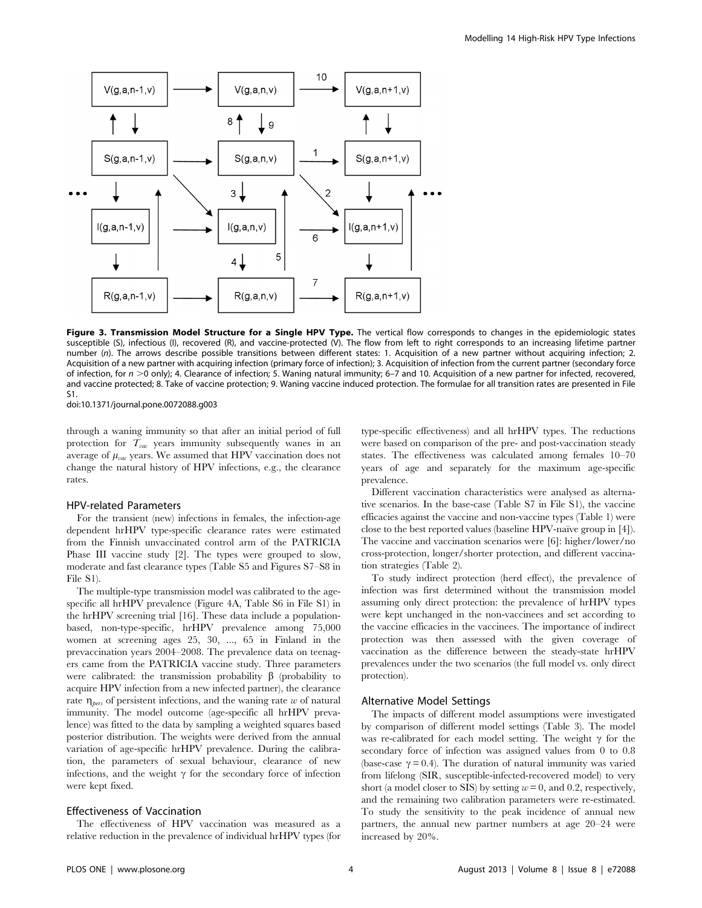**Figure 3. Transmission Model Structure for a Single HPV Type.** The vertical flow corresponds to changes in the epidemiologic states susceptible (S), infectious (I), recovered (R), and vaccine-protected (V). The flow from left to right corresponds to an increasing lifetime partner number ($n$). The arrows describe possible transitions between different states: 1. Acquisition of a new partner without acquiring infection; 2. Acquisition of a new partner with acquiring infection (primary force of infection); 3. Acquisition of infection from the current partner (secondary force of infection, for $n > 0$ only); 4. Clearance of infection; 5. Waning natural immunity; 6–7 and 10. Acquisition of a new partner for infected, recovered, and vaccine protected; 8. Take of vaccine protection; 9. Waning vaccine induced protection. The formulae for all transition rates are presented in File S1.
doi:10.1371/journal.pone.0072088.g003

through a waning immunity so that after an initial period of full protection for $T_{vac}$ years immunity subsequently wanes in an average of $\mu_{vac}$ years. We assumed that HPV vaccination does not change the natural history of HPV infections, e.g., the clearance rates.

### HPV-related Parameters

For the transient (new) infections in females, the infection-age dependent hrHPV type-specific clearance rates were estimated from the Finnish unvaccinated control arm of the PATRICIA Phase III vaccine study [2]. The types were grouped to slow, moderate and fast clearance types (Table S5 and Figures S7–S8 in File S1).

The multiple-type transmission model was calibrated to the age-specific all hrHPV prevalence (Figure 4A, Table S6 in File S1) in the hrHPV screening trial [16]. These data include a population-based, non-type-specific, hrHPV prevalence among 75,000 women at screening ages 25, 30, ..., 65 in Finland in the prevaccination years 2004–2008. The prevalence data on teenagers came from the PATRICIA vaccine study. Three parameters were calibrated: the transmission probability $\beta$ (probability to acquire HPV infection from a new infected partner), the clearance rate $\eta_{pers}$ of persistent infections, and the waning rate $w$ of natural immunity. The model outcome (age-specific all hrHPV prevalence) was fitted to the data by sampling a weighted squares based posterior distribution. The weights were derived from the annual variation of age-specific hrHPV prevalence. During the calibration, the parameters of sexual behaviour, clearance of new infections, and the weight $\gamma$ for the secondary force of infection were kept fixed.

### Effectiveness of Vaccination

The effectiveness of HPV vaccination was measured as a relative reduction in the prevalence of individual hrHPV types (for type-specific effectiveness) and all hrHPV types. The reductions were based on comparison of the pre- and post-vaccination steady states. The effectiveness was calculated among females 10–70 years of age and separately for the maximum age-specific prevalence.

Different vaccination characteristics were analysed as alternative scenarios. In the base-case (Table S7 in File S1), the vaccine efficacies against the vaccine and non-vaccine types (Table 1) were close to the best reported values (baseline HPV-naïve group in [4]). The vaccine and vaccination scenarios were [6]: higher/lower/no cross-protection, longer/shorter protection, and different vaccination strategies (Table 2).

To study indirect protection (herd effect), the prevalence of infection was first determined without the transmission model assuming only direct protection: the prevalence of hrHPV types were kept unchanged in the non-vaccinees and set according to the vaccine efficacies in the vaccinees. The importance of indirect protection was then assessed with the given coverage of vaccination as the difference between the steady-state hrHPV prevalences under the two scenarios (the full model vs. only direct protection).

### Alternative Model Settings

The impacts of different model assumptions were investigated by comparison of different model settings (Table 3). The model was re-calibrated for each model setting. The weight $\gamma$ for the secondary force of infection was assigned values from 0 to 0.8 (base-case $\gamma = 0.4$). The duration of natural immunity was varied from lifelong (SIR, susceptible-infected-recovered model) to very short (a model closer to SIS) by setting $w = 0$, and 0.2, respectively, and the remaining two calibration parameters were re-estimated. To study the sensitivity to the peak incidence of annual new partners, the annual new partner numbers at age 20–24 were increased by 20%.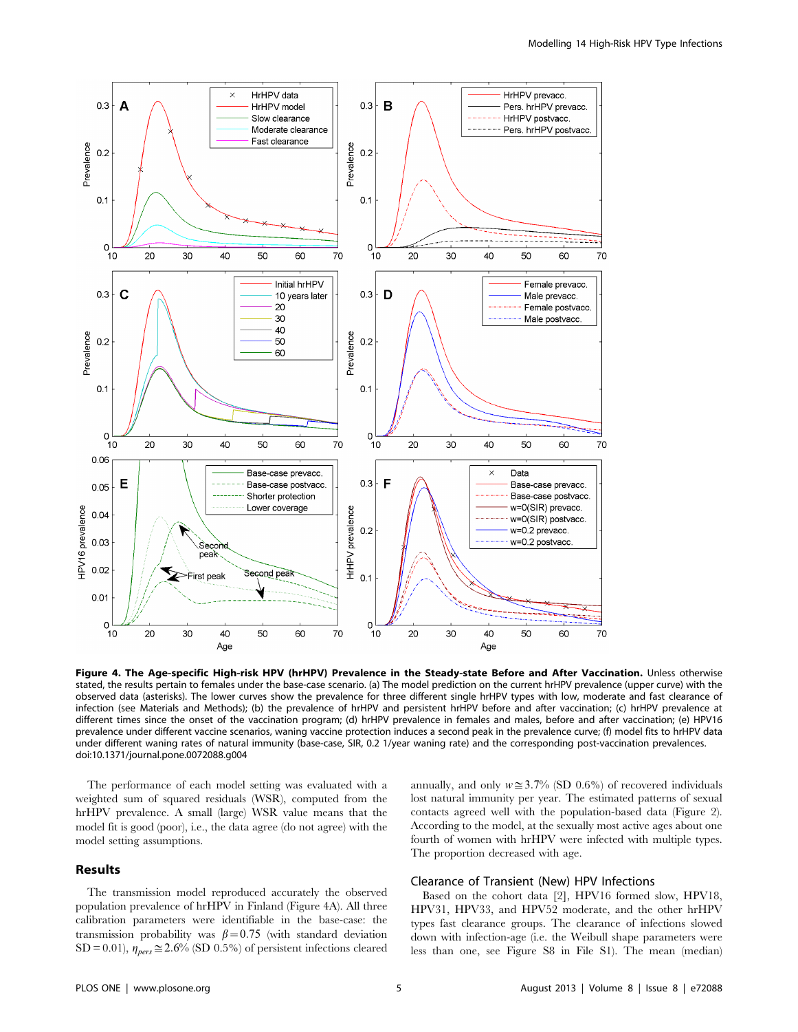**Figure 4. The Age-specific High-risk HPV (hrHPV) Prevalence in the Steady-state Before and After Vaccination.** Unless otherwise stated, the results pertain to females under the base-case scenario. (a) The model prediction on the current hrHPV prevalence (upper curve) with the observed data (asterisks). The lower curves show the prevalence for three different single hrHPV types with low, moderate and fast clearance of infection (see Materials and Methods); (b) the prevalence of hrHPV and persistent hrHPV before and after vaccination; (c) hrHPV prevalence at different times since the onset of the vaccination program; (d) hrHPV prevalence in females and males, before and after vaccination; (e) HPV16 prevalence under different vaccine scenarios, waning vaccine protection induces a second peak in the prevalence curve; (f) model fits to hrHPV data under different waning rates of natural immunity (base-case, SIR, 0.2 1/year waning rate) and the corresponding post-vaccination prevalences.
doi:10.1371/journal.pone.0072088.g004

The performance of each model setting was evaluated with a weighted sum of squared residuals (WSR), computed from the hrHPV prevalence. A small (large) WSR value means that the model fit is good (poor), i.e., the data agree (do not agree) with the model setting assumptions.

## Results

The transmission model reproduced accurately the observed population prevalence of hrHPV in Finland (Figure 4A). All three calibration parameters were identifiable in the base-case: the transmission probability was $\beta = 0.75$ (with standard deviation SD = 0.01), $\eta_{pers} \cong 2.6\%$ (SD 0.5%) of persistent infections cleared annually, and only $w \cong 3.7\%$ (SD 0.6%) of recovered individuals lost natural immunity per year. The estimated patterns of sexual contacts agreed well with the population-based data (Figure 2). According to the model, at the sexually most active ages about one fourth of women with hrHPV were infected with multiple types. The proportion decreased with age.

### Clearance of Transient (New) HPV Infections

Based on the cohort data [2], HPV16 formed slow, HPV18, HPV31, HPV33, and HPV52 moderate, and the other hrHPV types fast clearance groups. The clearance of infections slowed down with infection-age (i.e. the Weibull shape parameters were less than one, see Figure S8 in File S1). The mean (median)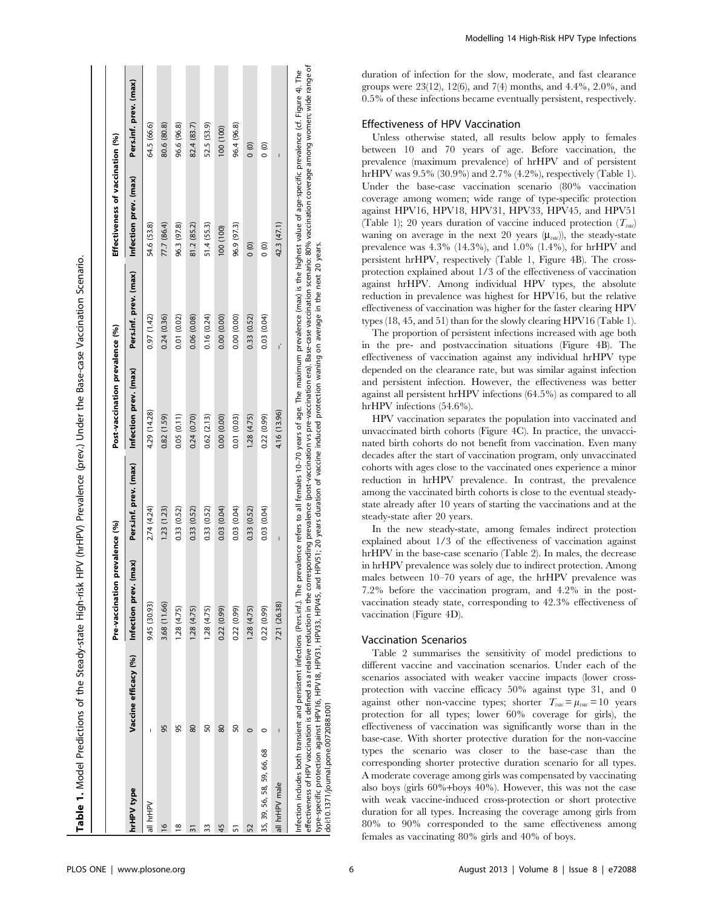**Table 1.** Model Predictions of the Steady-state High-risk HPV (hrHPV) Prevalence (prev.) Under the Base-case Vaccination Scenario.

| | | Pre-vaccination prevalence (%) | | Post-vaccination prevalence (%) | | Effectiveness of vaccination (%) | |
|---|---|---|---|---|---|---|---|
| hrHPV type | Vaccine efficacy (%) | Infection prev. (max) | Pers.inf. prev. (max) | Infection prev. (max) | Pers.inf. prev. (max) | Infection prev. (max) | Pers.inf. prev. (max) |
| all hrHPV | – | 9.45 (30.93) | 2.74 (4.24) | 4.29 (14.28) | 0.97 (1.42) | 54.6 (53.8) | 64.5 (66.6) |
| 16 | 95 | 3.68 (11.66) | 1.23 (1.23) | 0.82 (1.59) | 0.24 (0.36) | 77.7 (86.4) | 80.6 (80.8) |
| 18 | 95 | 1.28 (4.75) | 0.33 (0.52) | 0.05 (0.11) | 0.01 (0.02) | 96.3 (97.8) | 96.6 (96.8) |
| 31 | 80 | 1.28 (4.75) | 0.33 (0.52) | 0.24 (0.70) | 0.06 (0.08) | 81.2 (85.2) | 82.4 (83.7) |
| 33 | 50 | 1.28 (4.75) | 0.33 (0.52) | 0.62 (2.13) | 0.16 (0.24) | 51.4 (55.3) | 52.5 (53.9) |
| 45 | 80 | 0.22 (0.99) | 0.03 (0.04) | 0.00 (0.00) | 0.00 (0.00) | 100 (100) | 100 (100) |
| 51 | 50 | 0.22 (0.99) | 0.03 (0.04) | 0.01 (0.03) | 0.00 (0.00) | 96.9 (97.3) | 96.4 (96.8) |
| 52 | 0 | 1.28 (4.75) | 0.33 (0.52) | 1.28 (4.75) | 0.33 (0.52) | 0 (0) | 0 (0) |
| 35, 39, 56, 58, 59, 66, 68 | 0 | 0.22 (0.99) | 0.03 (0.04) | 0.22 (0.99) | 0.03 (0.04) | 0 (0) | 0 (0) |
| all hrHPV male | – | 7.21 (26.38) | – | 4.16 (13.96) | –. | 42.3 (47.1) | – |

Infection includes both transient and persistent infections (Pers.inf.). The prevalence refers to all females 10–70 years of age. The maximum prevalence (max) is the highest value of age-specific prevalence (cf. Figure 4). The effectiveness of HPV vaccination is defined as a relative reduction in the corresponding prevalence (post-vaccination vs pre-vaccination era). Base-case vaccination scenario: 80% vaccination coverage among women; wide range of type-specific protection against HPV16, HPV18, HPV31, HPV33, HPV45, and HPV51; 20 years duration of vaccine induced protection waning on average in the next 20 years.
doi:10.1371/journal.pone.0072088.t001

duration of infection for the slow, moderate, and fast clearance groups were 23(12), 12(6), and 7(4) months, and 4.4%, 2.0%, and 0.5% of these infections became eventually persistent, respectively.

### Effectiveness of HPV Vaccination

Unless otherwise stated, all results below apply to females between 10 and 70 years of age. Before vaccination, the prevalence (maximum prevalence) of hrHPV and of persistent hrHPV was 9.5% (30.9%) and 2.7% (4.2%), respectively (Table 1). Under the base-case vaccination scenario (80% vaccination coverage among women; wide range of type-specific protection against HPV16, HPV18, HPV31, HPV33, HPV45, and HPV51 (Table 1); 20 years duration of vaccine induced protection ($T_{vac}$) waning on average in the next 20 years ($\mu_{vac}$)), the steady-state prevalence was 4.3% (14.3%), and 1.0% (1.4%), for hrHPV and persistent hrHPV, respectively (Table 1, Figure 4B). The cross-protection explained about 1/3 of the effectiveness of vaccination against hrHPV. Among individual HPV types, the absolute reduction in prevalence was highest for HPV16, but the relative effectiveness of vaccination was higher for the faster clearing HPV types (18, 45, and 51) than for the slowly clearing HPV16 (Table 1).

The proportion of persistent infections increased with age both in the pre- and postvaccination situations (Figure 4B). The effectiveness of vaccination against any individual hrHPV type depended on the clearance rate, but was similar against infection and persistent infection. However, the effectiveness was better against all persistent hrHPV infections (64.5%) as compared to all hrHPV infections (54.6%).

HPV vaccination separates the population into vaccinated and unvaccinated birth cohorts (Figure 4C). In practice, the unvaccinated birth cohorts do not benefit from vaccination. Even many decades after the start of vaccination program, only unvaccinated cohorts with ages close to the vaccinated ones experience a minor reduction in hrHPV prevalence. In contrast, the prevalence among the vaccinated birth cohorts is close to the eventual steady-state already after 10 years of starting the vaccinations and at the steady-state after 20 years.

In the new steady-state, among females indirect protection explained about 1/3 of the effectiveness of vaccination against hrHPV in the base-case scenario (Table 2). In males, the decrease in hrHPV prevalence was solely due to indirect protection. Among males between 10–70 years of age, the hrHPV prevalence was 7.2% before the vaccination program, and 4.2% in the post-vaccination steady state, corresponding to 42.3% effectiveness of vaccination (Figure 4D).

### Vaccination Scenarios

Table 2 summarises the sensitivity of model predictions to different vaccine and vaccination scenarios. Under each of the scenarios associated with weaker vaccine impacts (lower cross-protection with vaccine efficacy 50% against type 31, and 0 against other non-vaccine types; shorter $T_{vac} = \mu_{vac} = 10$ years protection for all types; lower 60% coverage for girls), the effectiveness of vaccination was significantly worse than in the base-case. With shorter protective duration for the non-vaccine types the scenario was closer to the base-case than the corresponding shorter protective duration scenario for all types. A moderate coverage among girls was compensated by vaccinating also boys (girls 60%+boys 40%). However, this was not the case with weak vaccine-induced cross-protection or short protective duration for all types. Increasing the coverage among girls from 80% to 90% corresponded to the same effectiveness among females as vaccinating 80% girls and 40% of boys.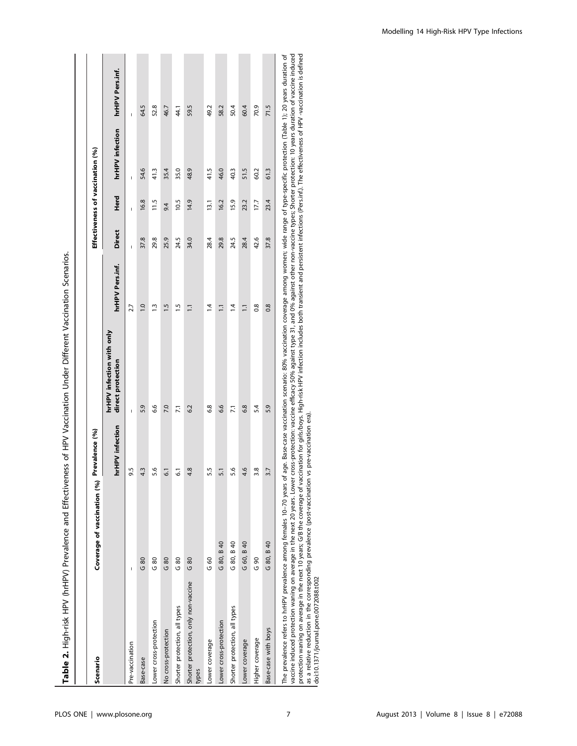**Table 2.** High-risk HPV (hrHPV) Prevalence and Effectiveness of HPV Vaccination Under Different Vaccination Scenarios.

| Scenario | Coverage of vaccination (%) | Prevalence (%) | | | Effectiveness of vaccination (%) | | | |
|---|---|---|---|---|---|---|---|---|
| | | hrHPV infection | hrHPV infection with only direct protection | hrHPV Pers.inf. | Direct | Herd | hrHPV infection | hrHPV Pers.inf. |
| Pre-vaccination | – | 9.5 | – | 2.7 | – | – | – | – |
| Base-case | G 80 | 4.3 | 5.9 | 1.0 | 37.8 | 16.8 | 54.6 | 64.5 |
| Lower cross-protection | G 80 | 5.6 | 6.6 | 1.3 | 29.8 | 11.5 | 41.3 | 52.8 |
| No cross-protection | G 80 | 6.1 | 7.0 | 1.5 | 25.9 | 9.4 | 35.4 | 46.7 |
| Shorter protection, all types | G 80 | 6.1 | 7.1 | 1.5 | 24.5 | 10.5 | 35.0 | 44.1 |
| Shorter protection, only non-vaccine types | G 80 | 4.8 | 6.2 | 1.1 | 34.0 | 14.9 | 48.9 | 59.5 |
| Lower coverage | G 60 | 5.5 | 6.8 | 1.4 | 28.4 | 13.1 | 41.5 | 49.2 |
| Lower cross-protection | G 80, B 40 | 5.1 | 6.6 | 1.1 | 29.8 | 16.2 | 46.0 | 58.2 |
| Shorter protection, all types | G 80, B 40 | 5.6 | 7.1 | 1.4 | 24.5 | 15.9 | 40.3 | 50.4 |
| Lower coverage | G 60, B 40 | 4.6 | 6.8 | 1.1 | 28.4 | 23.2 | 51.5 | 60.4 |
| Higher coverage | G 90 | 3.8 | 5.4 | 0.8 | 42.6 | 17.7 | 60.2 | 70.9 |
| Base-case with boys | G 80, B 40 | 3.7 | 5.9 | 0.8 | 37.8 | 23.4 | 61.3 | 71.5 |

The prevalence refers to hrHPV prevalence among females 10–70 years of age. Base-case vaccination scenario: 80% vaccination coverage among women; wide range of type-specific protection (Table 1); 20 years duration of vaccine induced protection waning on average in the next 20 years. Lower cross-protection: vaccine efficacy 50% against type 31, and 0% against other non-vaccine types; Shorter protection: 10 years duration of vaccine induced protection waning on average in the next 10 years; G/B the coverage of vaccination for girls/boys. High-risk HPV infection includes both transient and persistent infections (Pers.inf.). The effectiveness of HPV -vaccination is defined as a relative reduction in the corresponding prevalence (post-vaccination vs pre-vaccination era).
doi:10.1371/journal.pone.0072088.t002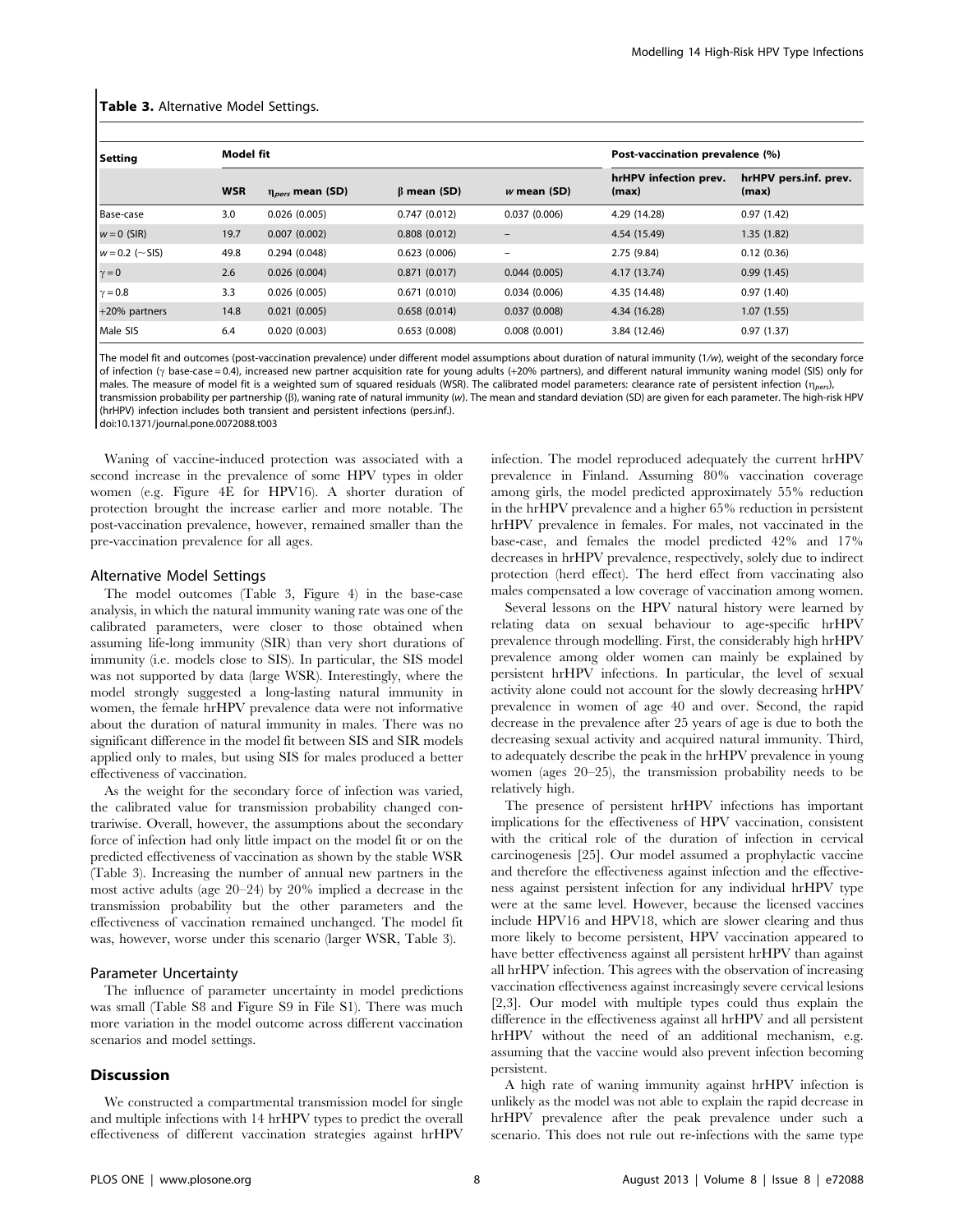**Table 3.** Alternative Model Settings.

| Setting | Model fit | | | | Post-vaccination prevalence (%) | |
|---|---|---|---|---|---|---|
| | WSR | $\eta_{pers}$ mean (SD) | β mean (SD) | *w* mean (SD) | hrHPV infection prev. (max) | hrHPV pers.inf. prev. (max) |
| Base-case | 3.0 | 0.026 (0.005) | 0.747 (0.012) | 0.037 (0.006) | 4.29 (14.28) | 0.97 (1.42) |
| $w = 0$ (SIR) | 19.7 | 0.007 (0.002) | 0.808 (0.012) | – | 4.54 (15.49) | 1.35 (1.82) |
| $w = 0.2$ (~SIS) | 49.8 | 0.294 (0.048) | 0.623 (0.006) | – | 2.75 (9.84) | 0.12 (0.36) |
| $\gamma = 0$ | 2.6 | 0.026 (0.004) | 0.871 (0.017) | 0.044 (0.005) | 4.17 (13.74) | 0.99 (1.45) |
| $\gamma = 0.8$ | 3.3 | 0.026 (0.005) | 0.671 (0.010) | 0.034 (0.006) | 4.35 (14.48) | 0.97 (1.40) |
| +20% partners | 14.8 | 0.021 (0.005) | 0.658 (0.014) | 0.037 (0.008) | 4.34 (16.28) | 1.07 (1.55) |
| Male SIS | 6.4 | 0.020 (0.003) | 0.653 (0.008) | 0.008 (0.001) | 3.84 (12.46) | 0.97 (1.37) |

The model fit and outcomes (post-vaccination prevalence) under different model assumptions about duration of natural immunity (1/*w*), weight of the secondary force of infection (γ base-case = 0.4), increased new partner acquisition rate for young adults (+20% partners), and different natural immunity waning model (SIS) only for males. The measure of model fit is a weighted sum of squared residuals (WSR). The calibrated model parameters: clearance rate of persistent infection ($\eta_{pers}$), transmission probability per partnership (β), waning rate of natural immunity (*w*). The mean and standard deviation (SD) are given for each parameter. The high-risk HPV (hrHPV) infection includes both transient and persistent infections (pers.inf.).

doi:10.1371/journal.pone.0072088.t003

Waning of vaccine-induced protection was associated with a second increase in the prevalence of some HPV types in older women (e.g. Figure 4E for HPV16). A shorter duration of protection brought the increase earlier and more notable. The post-vaccination prevalence, however, remained smaller than the pre-vaccination prevalence for all ages.

### Alternative Model Settings

The model outcomes (Table 3, Figure 4) in the base-case analysis, in which the natural immunity waning rate was one of the calibrated parameters, were closer to those obtained when assuming life-long immunity (SIR) than very short durations of immunity (i.e. models close to SIS). In particular, the SIS model was not supported by data (large WSR). Interestingly, where the model strongly suggested a long-lasting natural immunity in women, the female hrHPV prevalence data were not informative about the duration of natural immunity in males. There was no significant difference in the model fit between SIS and SIR models applied only to males, but using SIS for males produced a better effectiveness of vaccination.

As the weight for the secondary force of infection was varied, the calibrated value for transmission probability changed contrariwise. Overall, however, the assumptions about the secondary force of infection had only little impact on the model fit or on the predicted effectiveness of vaccination as shown by the stable WSR (Table 3). Increasing the number of annual new partners in the most active adults (age 20–24) by 20% implied a decrease in the transmission probability but the other parameters and the effectiveness of vaccination remained unchanged. The model fit was, however, worse under this scenario (larger WSR, Table 3).

### Parameter Uncertainty

The influence of parameter uncertainty in model predictions was small (Table S8 and Figure S9 in File S1). There was much more variation in the model outcome across different vaccination scenarios and model settings.

## Discussion

We constructed a compartmental transmission model for single and multiple infections with 14 hrHPV types to predict the overall effectiveness of different vaccination strategies against hrHPV infection. The model reproduced adequately the current hrHPV prevalence in Finland. Assuming 80% vaccination coverage among girls, the model predicted approximately 55% reduction in the hrHPV prevalence and a higher 65% reduction in persistent hrHPV prevalence in females. For males, not vaccinated in the base-case, and females the model predicted 42% and 17% decreases in hrHPV prevalence, respectively, solely due to indirect protection (herd effect). The herd effect from vaccinating also males compensated a low coverage of vaccination among women.

Several lessons on the HPV natural history were learned by relating data on sexual behaviour to age-specific hrHPV prevalence through modelling. First, the considerably high hrHPV prevalence among older women can mainly be explained by persistent hrHPV infections. In particular, the level of sexual activity alone could not account for the slowly decreasing hrHPV prevalence in women of age 40 and over. Second, the rapid decrease in the prevalence after 25 years of age is due to both the decreasing sexual activity and acquired natural immunity. Third, to adequately describe the peak in the hrHPV prevalence in young women (ages 20–25), the transmission probability needs to be relatively high.

The presence of persistent hrHPV infections has important implications for the effectiveness of HPV vaccination, consistent with the critical role of the duration of infection in cervical carcinogenesis [25]. Our model assumed a prophylactic vaccine and therefore the effectiveness against infection and the effectiveness against persistent infection for any individual hrHPV type were at the same level. However, because the licensed vaccines include HPV16 and HPV18, which are slower clearing and thus more likely to become persistent, HPV vaccination appeared to have better effectiveness against all persistent hrHPV than against all hrHPV infection. This agrees with the observation of increasing vaccination effectiveness against increasingly severe cervical lesions [2,3]. Our model with multiple types could thus explain the difference in the effectiveness against all hrHPV and all persistent hrHPV without the need of an additional mechanism, e.g. assuming that the vaccine would also prevent infection becoming persistent.

A high rate of waning immunity against hrHPV infection is unlikely as the model was not able to explain the rapid decrease in hrHPV prevalence after the peak prevalence under such a scenario. This does not rule out re-infections with the same type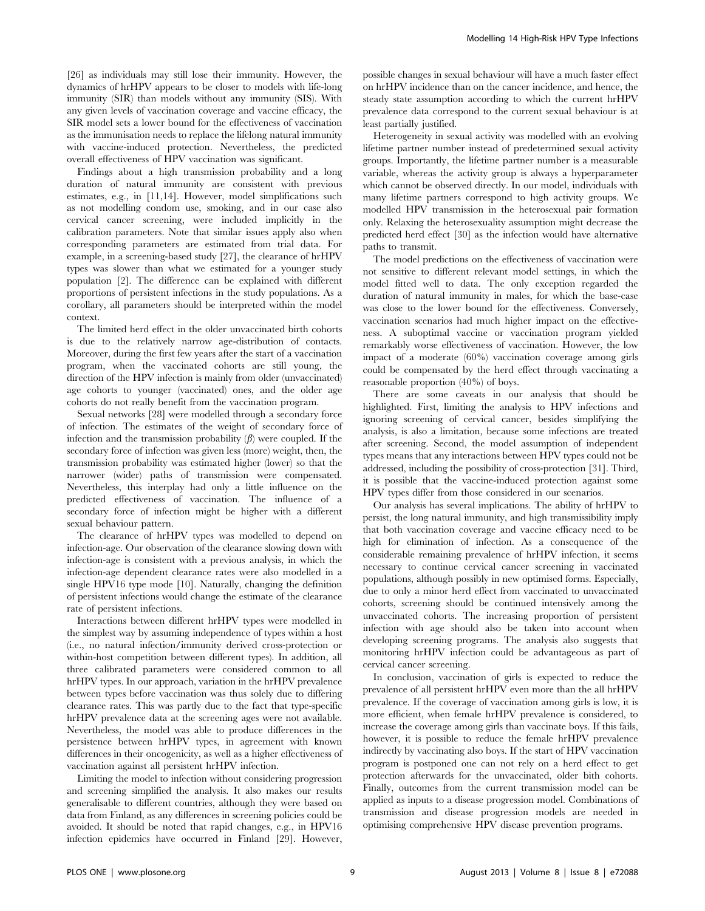[26] as individuals may still lose their immunity. However, the dynamics of hrHPV appears to be closer to models with life-long immunity (SIR) than models without any immunity (SIS). With any given levels of vaccination coverage and vaccine efficacy, the SIR model sets a lower bound for the effectiveness of vaccination as the immunisation needs to replace the lifelong natural immunity with vaccine-induced protection. Nevertheless, the predicted overall effectiveness of HPV vaccination was significant.

Findings about a high transmission probability and a long duration of natural immunity are consistent with previous estimates, e.g., in [11,14]. However, model simplifications such as not modelling condom use, smoking, and in our case also cervical cancer screening, were included implicitly in the calibration parameters. Note that similar issues apply also when corresponding parameters are estimated from trial data. For example, in a screening-based study [27], the clearance of hrHPV types was slower than what we estimated for a younger study population [2]. The difference can be explained with different proportions of persistent infections in the study populations. As a corollary, all parameters should be interpreted within the model context.

The limited herd effect in the older unvaccinated birth cohorts is due to the relatively narrow age-distribution of contacts. Moreover, during the first few years after the start of a vaccination program, when the vaccinated cohorts are still young, the direction of the HPV infection is mainly from older (unvaccinated) age cohorts to younger (vaccinated) ones, and the older age cohorts do not really benefit from the vaccination program.

Sexual networks [28] were modelled through a secondary force of infection. The estimates of the weight of secondary force of infection and the transmission probability ($\beta$) were coupled. If the secondary force of infection was given less (more) weight, then, the transmission probability was estimated higher (lower) so that the narrower (wider) paths of transmission were compensated. Nevertheless, this interplay had only a little influence on the predicted effectiveness of vaccination. The influence of a secondary force of infection might be higher with a different sexual behaviour pattern.

The clearance of hrHPV types was modelled to depend on infection-age. Our observation of the clearance slowing down with infection-age is consistent with a previous analysis, in which the infection-age dependent clearance rates were also modelled in a single HPV16 type mode [10]. Naturally, changing the definition of persistent infections would change the estimate of the clearance rate of persistent infections.

Interactions between different hrHPV types were modelled in the simplest way by assuming independence of types within a host (i.e., no natural infection/immunity derived cross-protection or within-host competition between different types). In addition, all three calibrated parameters were considered common to all hrHPV types. In our approach, variation in the hrHPV prevalence between types before vaccination was thus solely due to differing clearance rates. This was partly due to the fact that type-specific hrHPV prevalence data at the screening ages were not available. Nevertheless, the model was able to produce differences in the persistence between hrHPV types, in agreement with known differences in their oncogenicity, as well as a higher effectiveness of vaccination against all persistent hrHPV infection.

Limiting the model to infection without considering progression and screening simplified the analysis. It also makes our results generalisable to different countries, although they were based on data from Finland, as any differences in screening policies could be avoided. It should be noted that rapid changes, e.g., in HPV16 infection epidemics have occurred in Finland [29]. However, possible changes in sexual behaviour will have a much faster effect on hrHPV incidence than on the cancer incidence, and hence, the steady state assumption according to which the current hrHPV prevalence data correspond to the current sexual behaviour is at least partially justified.

Heterogeneity in sexual activity was modelled with an evolving lifetime partner number instead of predetermined sexual activity groups. Importantly, the lifetime partner number is a measurable variable, whereas the activity group is always a hyperparameter which cannot be observed directly. In our model, individuals with many lifetime partners correspond to high activity groups. We modelled HPV transmission in the heterosexual pair formation only. Relaxing the heterosexuality assumption might decrease the predicted herd effect [30] as the infection would have alternative paths to transmit.

The model predictions on the effectiveness of vaccination were not sensitive to different relevant model settings, in which the model fitted well to data. The only exception regarded the duration of natural immunity in males, for which the base-case was close to the lower bound for the effectiveness. Conversely, vaccination scenarios had much higher impact on the effectiveness. A suboptimal vaccine or vaccination program yielded remarkably worse effectiveness of vaccination. However, the low impact of a moderate (60%) vaccination coverage among girls could be compensated by the herd effect through vaccinating a reasonable proportion (40%) of boys.

There are some caveats in our analysis that should be highlighted. First, limiting the analysis to HPV infections and ignoring screening of cervical cancer, besides simplifying the analysis, is also a limitation, because some infections are treated after screening. Second, the model assumption of independent types means that any interactions between HPV types could not be addressed, including the possibility of cross-protection [31]. Third, it is possible that the vaccine-induced protection against some HPV types differ from those considered in our scenarios.

Our analysis has several implications. The ability of hrHPV to persist, the long natural immunity, and high transmissibility imply that both vaccination coverage and vaccine efficacy need to be high for elimination of infection. As a consequence of the considerable remaining prevalence of hrHPV infection, it seems necessary to continue cervical cancer screening in vaccinated populations, although possibly in new optimised forms. Especially, due to only a minor herd effect from vaccinated to unvaccinated cohorts, screening should be continued intensively among the unvaccinated cohorts. The increasing proportion of persistent infection with age should also be taken into account when developing screening programs. The analysis also suggests that monitoring hrHPV infection could be advantageous as part of cervical cancer screening.

In conclusion, vaccination of girls is expected to reduce the prevalence of all persistent hrHPV even more than the all hrHPV prevalence. If the coverage of vaccination among girls is low, it is more efficient, when female hrHPV prevalence is considered, to increase the coverage among girls than vaccinate boys. If this fails, however, it is possible to reduce the female hrHPV prevalence indirectly by vaccinating also boys. If the start of HPV vaccination program is postponed one can not rely on a herd effect to get protection afterwards for the unvaccinated, older bith cohorts. Finally, outcomes from the current transmission model can be applied as inputs to a disease progression model. Combinations of transmission and disease progression models are needed in optimising comprehensive HPV disease prevention programs.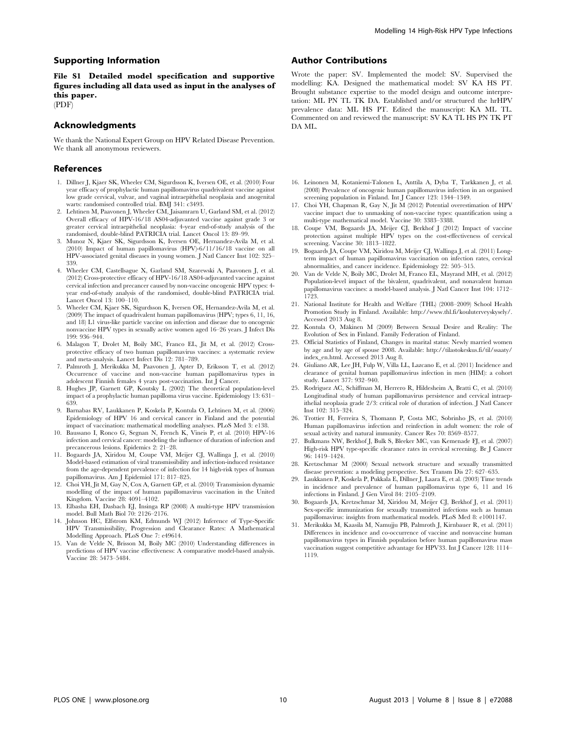## Supporting Information

**File S1 Detailed model specification and supportive figures including all data used as input in the analyses of this paper.**
(PDF)

## Acknowledgments

We thank the National Expert Group on HPV Related Disease Prevention. We thank all anonymous reviewers.

## Author Contributions

Wrote the paper: SV. Implemented the model: SV. Supervised the modelling: KA. Designed the mathematical model: SV KA HS PT. Brought substance expertise to the model design and outcome interpretation: ML PN TL TK DA. Established and/or structured the hrHPV prevalence data: ML HS PT. Edited the manuscript: KA ML TL. Commented on and reviewed the manuscript: SV KA TL HS PN TK PT DA ML.

## References

1. Dillner J, Kjaer SK, Wheeler CM, Sigurdsson K, Iversen OE, et al. (2010) Four year efficacy of prophylactic human papillomavirus quadrivalent vaccine against low grade cervical, vulvar, and vaginal intraepithelial neoplasia and anogenital warts: randomised controlled trial. BMJ 341: c3493.
2. Lehtinen M, Paavonen J, Wheeler CM, Jaisamrarn U, Garland SM, et al. (2012) Overall efficacy of HPV-16/18 AS04-adjuvanted vaccine against grade 3 or greater cervical intraepithelial neoplasia: 4-year end-of-study analysis of the randomised, double-blind PATRICIA trial. Lancet Oncol 13: 89–99.
3. Munoz N, Kjaer SK, Sigurdsson K, Iversen OE, Hernandez-Avila M, et al. (2010) Impact of human papillomavirus (HPV)-6/11/16/18 vaccine on all HPV-associated genital diseases in young women. J Natl Cancer Inst 102: 325–339.
4. Wheeler CM, Castellsague X, Garland SM, Szarewski A, Paavonen J, et al. (2012) Cross-protective efficacy of HPV-16/18 AS04-adjuvanted vaccine against cervical infection and precancer caused by non-vaccine oncogenic HPV types: 4-year end-of-study analysis of the randomised, double-blind PATRICIA trial. Lancet Oncol 13: 100–110.
5. Wheeler CM, Kjaer SK, Sigurdsson K, Iversen OE, Hernandez-Avila M, et al. (2009) The impact of quadrivalent human papillomavirus (HPV; types 6, 11, 16, and 18) L1 virus-like particle vaccine on infection and disease due to oncogenic nonvaccine HPV types in sexually active women aged 16–26 years. J Infect Dis 199: 936–944.
6. Malagon T, Drolet M, Boily MC, Franco EL, Jit M, et al. (2012) Cross-protective efficacy of two human papillomavirus vaccines: a systematic review and meta-analysis. Lancet Infect Dis 12: 781–789.
7. Palmroth J, Merikukka M, Paavonen J, Apter D, Eriksson T, et al. (2012) Occurrence of vaccine and non-vaccine human papillomavirus types in adolescent Finnish females 4 years post-vaccination. Int J Cancer.
8. Hughes JP, Garnett GP, Koutsky L (2002) The theoretical population-level impact of a prophylactic human papilloma virus vaccine. Epidemiology 13: 631–639.
9. Barnabas RV, Laukkanen P, Koskela P, Kontula O, Lehtinen M, et al. (2006) Epidemiology of HPV 16 and cervical cancer in Finland and the potential impact of vaccination: mathematical modelling analyses. PLoS Med 3: e138.
10. Baussano I, Ronco G, Segnan N, French K, Vineis P, et al. (2010) HPV-16 infection and cervical cancer: modeling the influence of duration of infection and precancerous lesions. Epidemics 2: 21–28.
11. Bogaards JA, Xiridou M, Coupe VM, Meijer CJ, Wallinga J, et al. (2010) Model-based estimation of viral transmissibility and infection-induced resistance from the age-dependent prevalence of infection for 14 high-risk types of human papillomavirus. Am J Epidemiol 171: 817–825.
12. Choi YH, Jit M, Gay N, Cox A, Garnett GP, et al. (2010) Transmission dynamic modelling of the impact of human papillomavirus vaccination in the United Kingdom. Vaccine 28: 4091–4102.
13. Elbasha EH, Dasbach EJ, Insinga RP (2008) A multi-type HPV transmission model. Bull Math Biol 70: 2126–2176.
14. Johnson HC, Elfstrom KM, Edmunds WJ (2012) Inference of Type-Specific HPV Transmissibility, Progression and Clearance Rates: A Mathematical Modelling Approach. PLoS One 7: e49614.
15. Van de Velde N, Brisson M, Boily MC (2010) Understanding differences in predictions of HPV vaccine effectiveness: A comparative model-based analysis. Vaccine 28: 5473–5484.
16. Leinonen M, Kotaniemi-Talonen L, Anttila A, Dyba T, Tarkkanen J, et al. (2008) Prevalence of oncogenic human papillomavirus infection in an organised screening population in Finland. Int J Cancer 123: 1344–1349.
17. Choi YH, Chapman R, Gay N, Jit M (2012) Potential overestimation of HPV vaccine impact due to unmasking of non-vaccine types: quantification using a multi-type mathematical model. Vaccine 30: 3383–3388.
18. Coupe VM, Bogaards JA, Meijer CJ, Berkhof J (2012) Impact of vaccine protection against multiple HPV types on the cost-effectiveness of cervical screening. Vaccine 30: 1813–1822.
19. Bogaards JA, Coupe VM, Xiridou M, Meijer CJ, Wallinga J, et al. (2011) Long-term impact of human papillomavirus vaccination on infection rates, cervical abnormalities, and cancer incidence. Epidemiology 22: 505–515.
20. Van de Velde N, Boily MC, Drolet M, Franco EL, Mayrand MH, et al. (2012) Population-level impact of the bivalent, quadrivalent, and nonavalent human papillomavirus vaccines: a model-based analysis. J Natl Cancer Inst 104: 1712–1723.
21. National Institute for Health and Welfare (THL) (2008–2009) School Health Promotion Study in Finland. Available: http://www.thl.fi/kouluterveyskysely/. Accessed 2013 Aug 8.
22. Kontula O, Mäkinen M (2009) Between Sexual Desire and Reality: The Evolution of Sex in Finland. Family Federation of Finland.
23. Official Statistics of Finland, Changes in marital status: Newly married women by age and by age of spouse 2008. Available: http://tilastokeskus.fi/til/ssaaty/index_en.html. Accessed 2013 Aug 8.
24. Giuliano AR, Lee JH, Fulp W, Villa LL, Lazcano E, et al. (2011) Incidence and clearance of genital human papillomavirus infection in men (HIM): a cohort study. Lancet 377: 932–940.
25. Rodriguez AC, Schiffman M, Herrero R, Hildesheim A, Bratti C, et al. (2010) Longitudinal study of human papillomavirus persistence and cervical intraepithelial neoplasia grade 2/3: critical role of duration of infection. J Natl Cancer Inst 102: 315–324.
26. Trottier H, Ferreira S, Thomann P, Costa MC, Sobrinho JS, et al. (2010) Human papillomavirus infection and reinfection in adult women: the role of sexual activity and natural immunity. Cancer Res 70: 8569–8577.
27. Bulkmans NW, Berkhof J, Bulk S, Bleeker MC, van Kemenade FJ, et al. (2007) High-risk HPV type-specific clearance rates in cervical screening. Br J Cancer 96: 1419–1424.
28. Kretzschmar M (2000) Sexual network structure and sexually transmitted disease prevention: a modeling perspective. Sex Transm Dis 27: 627–635.
29. Laukkanen P, Koskela P, Pukkala E, Dillner J, Laara E, et al. (2003) Time trends in incidence and prevalence of human papillomavirus type 6, 11 and 16 infections in Finland. J Gen Virol 84: 2105–2109.
30. Bogaards JA, Kretzschmar M, Xiridou M, Meijer CJ, Berkhof J, et al. (2011) Sex-specific immunization for sexually transmitted infections such as human papillomavirus: insights from mathematical models. PLoS Med 8: e1001147.
31. Merikukka M, Kaasila M, Namujju PB, Palmroth J, Kirnbauer R, et al. (2011) Differences in incidence and co-occurrence of vaccine and nonvaccine human papillomavirus types in Finnish population before human papillomavirus mass vaccination suggest competitive advantage for HPV33. Int J Cancer 128: 1114–1119.